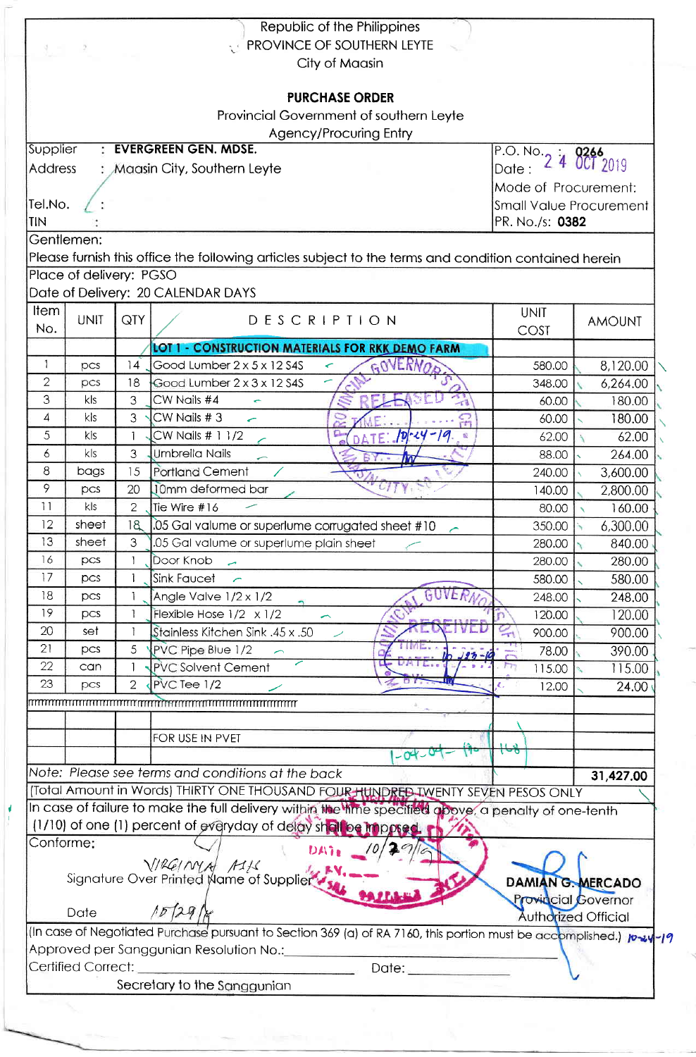Republic of the Philippines
PROVINCE OF SOUTHERN LEYTE
City of Maasin

## PURCHASE ORDER

Provincial Government of southern Leyte
Agency/Procuring Entry

Supplier : **EVERGREEN GEN. MDSE.**
Address : Maasin City, Southern Leyte
Tel.No. :
TIN :

P.O. No. : 0266
Date : 24 OCT 2019
Mode of Procurement: Small Value Procurement
PR. No./s: **0382**

Gentlemen:
Please furnish this office the following articles subject to the terms and condition contained herein

Place of delivery: PGSO
Date of Delivery: 20 CALENDAR DAYS

| Item No. | UNIT | QTY | DESCRIPTION | UNIT COST | AMOUNT |
|---|---|---|---|---|---|
| | | | **LOT 1 - CONSTRUCTION MATERIALS FOR RKK DEMO FARM** | | |
| 1 | pcs | 14 | Good Lumber 2 x 5 x 12 S4S | 580.00 | 8,120.00 |
| 2 | pcs | 18 | Good Lumber 2 x 3 x 12 S4S | 348.00 | 6,264.00 |
| 3 | kls | 3 | CW Nails #4 | 60.00 | 180.00 |
| 4 | kls | 3 | CW Nails # 3 | 60.00 | 180.00 |
| 5 | kls | 1 | CW Nails # 1 1/2 | 62.00 | 62.00 |
| 6 | kls | 3 | Umbrella Nails | 88.00 | 264.00 |
| 8 | bags | 15 | Portland Cement | 240.00 | 3,600.00 |
| 9 | pcs | 20 | 10mm deformed bar | 140.00 | 2,800.00 |
| 11 | kls | 2 | Tie Wire #16 | 80.00 | 160.00 |
| 12 | sheet | 18 | .05 Gal valume or superlume corrugated sheet #10 | 350.00 | 6,300.00 |
| 13 | sheet | 3 | .05 Gal valume or superlume plain sheet | 280.00 | 840.00 |
| 16 | pcs | 1 | Door Knob | 280.00 | 280.00 |
| 17 | pcs | 1 | Sink Faucet | 580.00 | 580.00 |
| 18 | pcs | 1 | Angle Valve 1/2 x 1/2 | 248.00 | 248.00 |
| 19 | pcs | 1 | Flexible Hose 1/2 x 1/2 | 120.00 | 120.00 |
| 20 | set | 1 | Stainless Kitchen Sink .45 x .50 | 900.00 | 900.00 |
| 21 | pcs | 5 | PVC Pipe Blue 1/2 | 78.00 | 390.00 |
| 22 | can | 1 | PVC Solvent Cement | 115.00 | 115.00 |
| 23 | pcs | 2 | PVC Tee 1/2 | 12.00 | 24.00 |
| | | | FOR USE IN PVET | | |

*Note: Please see terms and conditions at the back* **31,427.00**

(Total Amount in Words) THIRTY ONE THOUSAND FOUR HUNDRED TWENTY SEVEN PESOS ONLY

In case of failure to make the full delivery within the time specified above, a penalty of one-tenth (1/10) of one (1) percent of everyday of delay shall be imposed.

Conforme:

VIRGINIA A. [signature]
Signature Over Printed Name of Supplier

Date 10/29/19

**DAMIAN G. MERCADO**
Provincial Governor
Authorized Official

(In case of Negotiated Purchase pursuant to Section 369 (a) of RA 7160, this portion must be accomplished.)

Approved per Sanggunian Resolution No.:______________________

Certified Correct:______________________ Date:______________

Secretary to the Sanggunian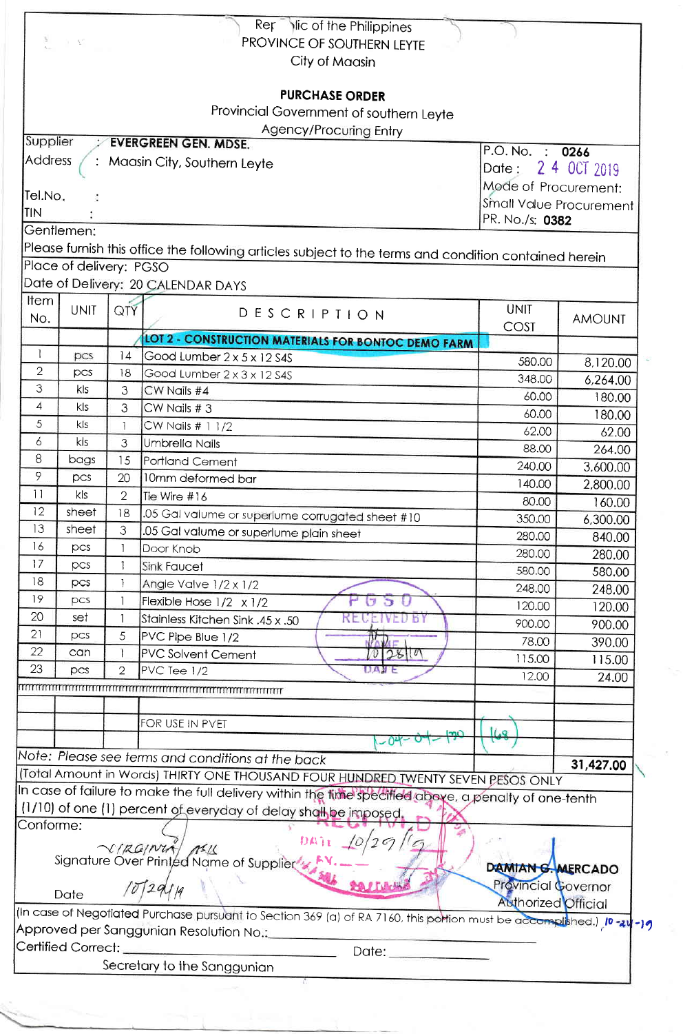Republic of the Philippines
PROVINCE OF SOUTHERN LEYTE
City of Maasin

# PURCHASE ORDER

Provincial Government of southern Leyte
Agency/Procuring Entry

| | | | |
|---|---|---|---|
| Supplier | : **EVERGREEN GEN. MDSE.** | P.O. No. : | **0266** |
| Address | : Maasin City, Southern Leyte | Date : | 24 OCT 2019 |
| Tel.No. | : | Mode of Procurement: | Small Value Procurement |
| TIN | : | PR. No./s: | **0382** |

Gentlemen:

Please furnish this office the following articles subject to the terms and condition contained herein

Place of delivery: PGSO

Date of Delivery: 20 CALENDAR DAYS

| Item No. | UNIT | QTY | DESCRIPTION | UNIT COST | AMOUNT |
|---|---|---|---|---|---|
| | | | **LOT 2 - CONSTRUCTION MATERIALS FOR BONTOC DEMO FARM** | | |
| 1 | pcs | 14 | Good Lumber 2 x 5 x 12 S4S | 580.00 | 8,120.00 |
| 2 | pcs | 18 | Good Lumber 2 x 3 x 12 S4S | 348.00 | 6,264.00 |
| 3 | kls | 3 | CW Nails #4 | 60.00 | 180.00 |
| 4 | kls | 3 | CW Nails # 3 | 60.00 | 180.00 |
| 5 | kls | 1 | CW Nails # 1 1/2 | 62.00 | 62.00 |
| 6 | kls | 3 | Umbrella Nails | 88.00 | 264.00 |
| 8 | bags | 15 | Portland Cement | 240.00 | 3,600.00 |
| 9 | pcs | 20 | 10mm deformed bar | 140.00 | 2,800.00 |
| 11 | kls | 2 | Tie Wire #16 | 80.00 | 160.00 |
| 12 | sheet | 18 | .05 Gal valume or superlume corrugated sheet #10 | 350.00 | 6,300.00 |
| 13 | sheet | 3 | .05 Gal valume or superlume plain sheet | 280.00 | 840.00 |
| 16 | pcs | 1 | Door Knob | 280.00 | 280.00 |
| 17 | pcs | 1 | Sink Faucet | 580.00 | 580.00 |
| 18 | pcs | 1 | Angle Valve 1/2 x 1/2 | 248.00 | 248.00 |
| 19 | pcs | 1 | Flexible Hose 1/2 x 1/2 | 120.00 | 120.00 |
| 20 | set | 1 | Stainless Kitchen Sink .45 x .50 | 900.00 | 900.00 |
| 21 | pcs | 5 | PVC Pipe Blue 1/2 | 78.00 | 390.00 |
| 22 | can | 1 | PVC Solvent Cement | 115.00 | 115.00 |
| 23 | pcs | 2 | PVC Tee 1/2 | 12.00 | 24.00 |
| | | | FOR USE IN PVET | | |
| | | | | | **31,427.00** |

PGSO RECEIVED BY NAME 10/28/19 DATE

Note: *Please see terms and conditions at the back*

(Total Amount in Words) THIRTY ONE THOUSAND FOUR HUNDRED TWENTY SEVEN PESOS ONLY

In case of failure to make the full delivery within the time specified above, a penalty of one-tenth (1/10) of one (1) percent of everyday of delay shall be imposed.

Conforme:

VIRGINIA ... 
Signature Over Printed Name of Supplier

Date 10/29/19

RECEIVED DATE 10/29/19

**DAMIAN G. MERCADO**
Provincial Governor
Authorized Official

(In case of Negotiated Purchase pursuant to Section 369 (a) of RA 7160, this portion must be accomplished.) 10-24-19

Approved per Sanggunian Resolution No.:______________________

Certified Correct: ______________________ Date: ______________

Secretary to the Sanggunian